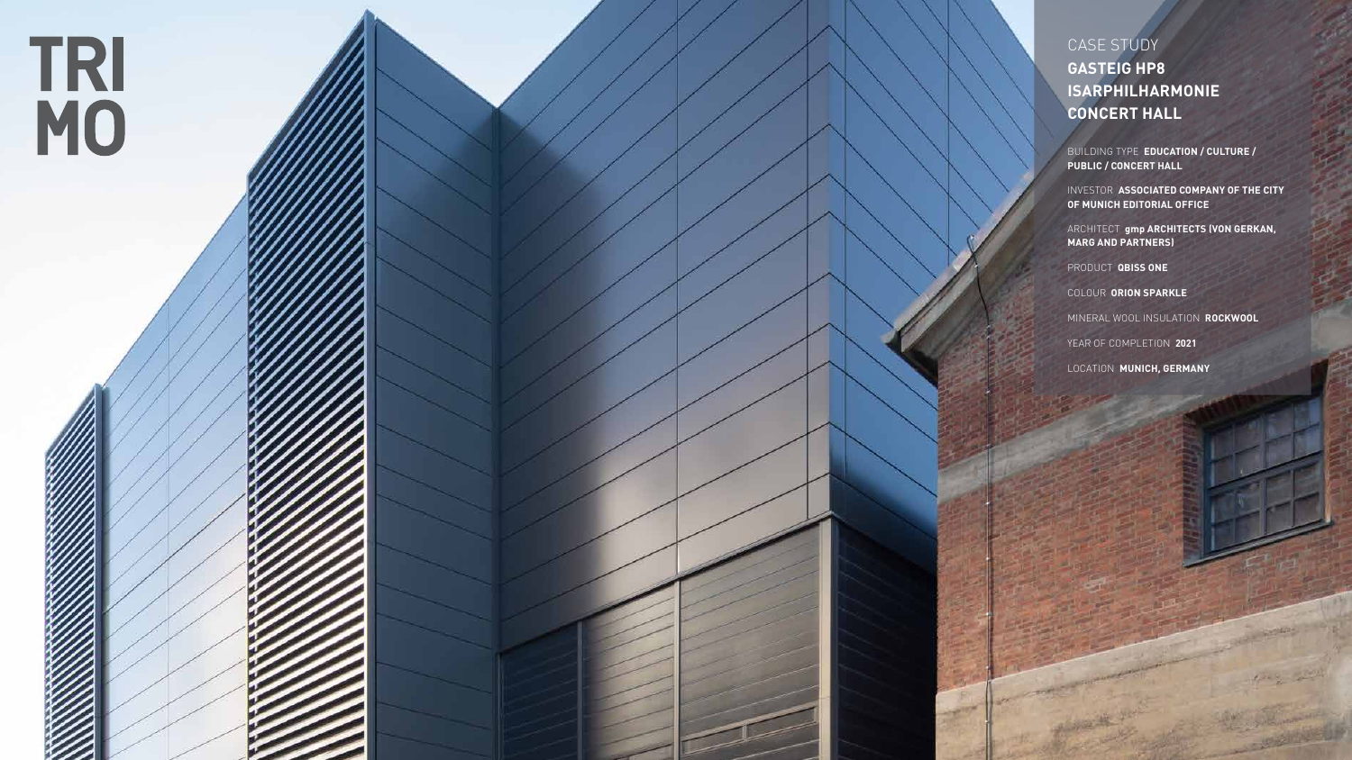TRI
MO

CASE STUDY

# GASTEIG HP8 ISARPHILHARMONIE CONCERT HALL

BUILDING TYPE **EDUCATION / CULTURE / PUBLIC / CONCERT HALL**

INVESTOR **ASSOCIATED COMPANY OF THE CITY OF MUNICH EDITORIAL OFFICE**

ARCHITECT **gmp ARCHITECTS (VON GERKAN, MARG AND PARTNERS)**

PRODUCT **QBISS ONE**

COLOUR **ORION SPARKLE**

MINERAL WOOL INSULATION **ROCKWOOL**

YEAR OF COMPLETION **2021**

LOCATION **MUNICH, GERMANY**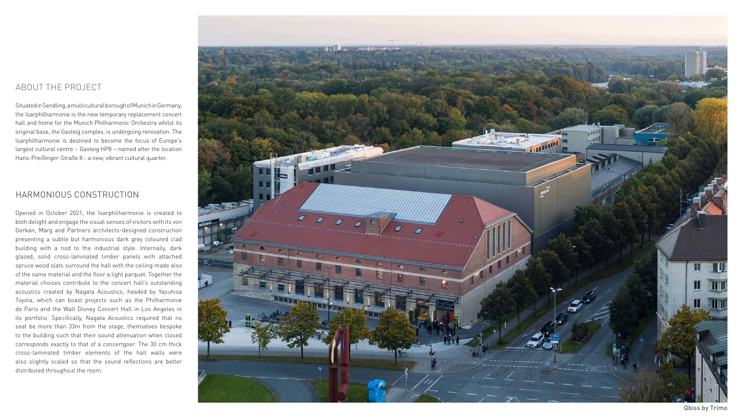## ABOUT THE PROJECT

Situated in Sendling, a multicultural borough of Munich in Germany, the Isarphilharmonie is the new temporary replacement concert hall and home for the Munich Philharmonic Orchestra whilst its original base, the Gasteig complex, is undergoing renovation. The Isarphilharmonie is destined to become the focus of Europe's largest cultural centre – Gasteig HP8 – named after the location Hans-Preißinger-Straße 8 - a new, vibrant cultural quarter.

## HARMONIOUS CONSTRUCTION

Opened in October 2021, the Isarphilharmonie is created to both delight and engage the visual senses of visitors with its von Gerkan, Marg and Partners architects-designed construction presenting a subtle but harmonious dark grey coloured clad building with a nod to the industrial style. Internally, dark glazed, solid cross-laminated timber panels with attached spruce wood slats surround the hall with the ceiling made also of the same material and the floor a light parquet. Together the material choices contribute to the concert hall's outstanding acoustics created by Nagata Acoustics, headed by Yasuhisa Toyota, which can boast projects such as the Philharmonie de Paris and the Walt Disney Concert Hall in Los Angeles in its portfolio. Specifically, Nagata Acoustics required that no seat be more than 33m from the stage, themselves bespoke to the building such that their sound attenuation when closed corresponds exactly to that of a concertgoer. The 30 cm thick cross-laminated timber elements of the hall walls were also slightly scaled so that the sound reflections are better distributed throughout the room.

Qbiss by Trimo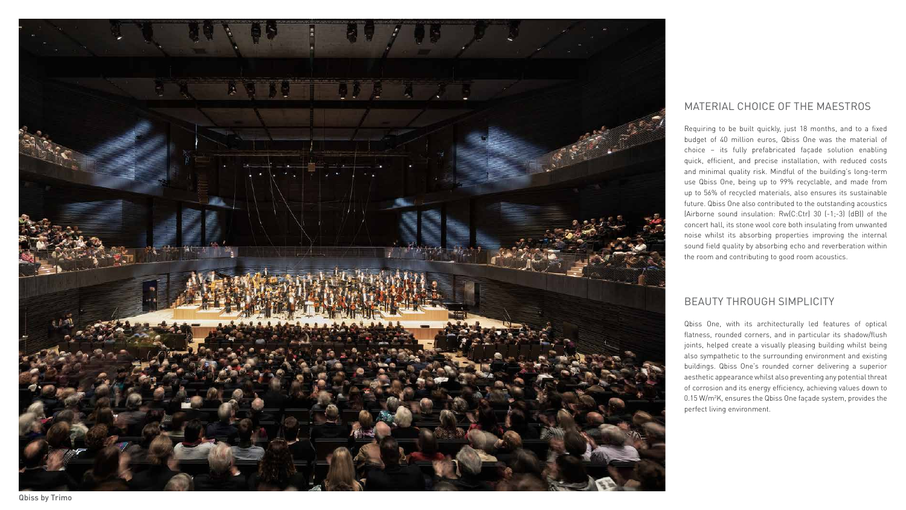## MATERIAL CHOICE OF THE MAESTROS

Requiring to be built quickly, just 18 months, and to a fixed budget of 40 million euros, Qbiss One was the material of choice – its fully prefabricated façade solution enabling quick, efficient, and precise installation, with reduced costs and minimal quality risk. Mindful of the building's long-term use Qbiss One, being up to 99% recyclable, and made from up to 56% of recycled materials, also ensures its sustainable future. Qbiss One also contributed to the outstanding acoustics (Airborne sound insulation: Rw(C;Ctr) 30 (-1;-3) (dB)) of the concert hall, its stone wool core both insulating from unwanted noise whilst its absorbing properties improving the internal sound field quality by absorbing echo and reverberation within the room and contributing to good room acoustics.

## BEAUTY THROUGH SIMPLICITY

Qbiss One, with its architecturally led features of optical flatness, rounded corners, and in particular its shadow/flush joints, helped create a visually pleasing building whilst being also sympathetic to the surrounding environment and existing buildings. Qbiss One's rounded corner delivering a superior aesthetic appearance whilst also preventing any potential threat of corrosion and its energy efficiency, achieving values down to 0.15 W/m$^2$K, ensures the Qbiss One façade system, provides the perfect living environment.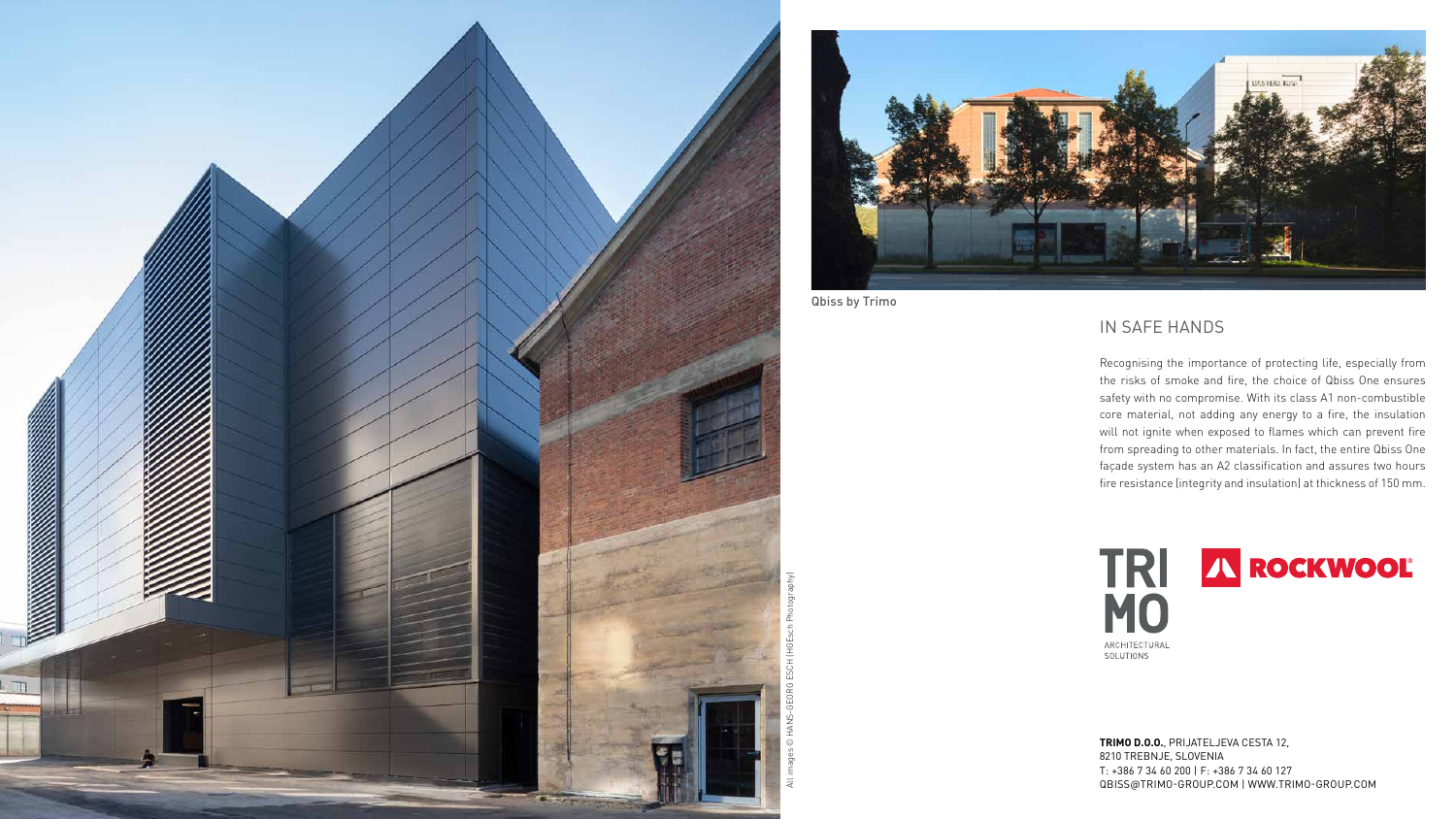All images © HANS-GEORG ESCH (HGEsch Photography)

Qbiss by Trimo

## IN SAFE HANDS

Recognising the importance of protecting life, especially from the risks of smoke and fire, the choice of Qbiss One ensures safety with no compromise. With its class A1 non-combustible core material, not adding any energy to a fire, the insulation will not ignite when exposed to flames which can prevent fire from spreading to other materials. In fact, the entire Qbiss One façade system has an A2 classification and assures two hours fire resistance (integrity and insulation) at thickness of 150 mm.

TRI MO ARCHITECTURAL SOLUTIONS

ROCKWOOL

**TRIMO D.O.O.**, PRIJATELJEVA CESTA 12,
8210 TREBNJE, SLOVENIA
T: +386 7 34 60 200 | F: +386 7 34 60 127
QBISS@TRIMO-GROUP.COM | WWW.TRIMO-GROUP.COM